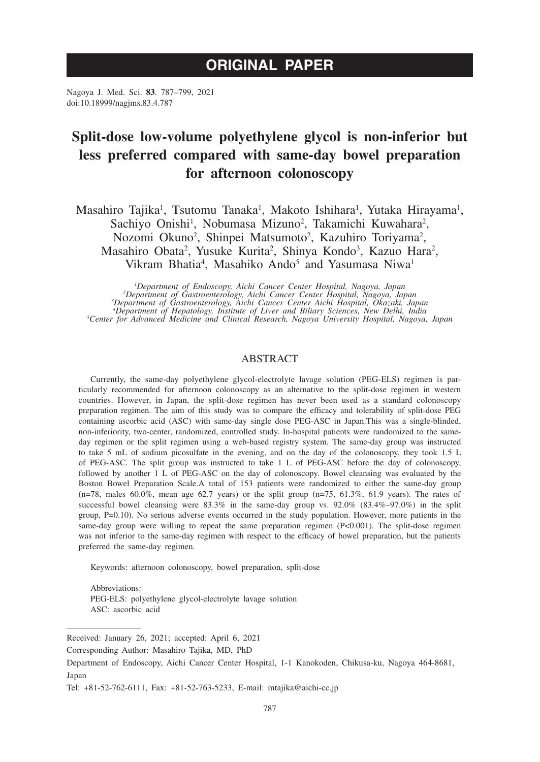# ORIGINAL PAPER

Nagoya J. Med. Sci. **83**. 787–799, 2021
doi:10.18999/nagjms.83.4.787

# Split-dose low-volume polyethylene glycol is non-inferior but less preferred compared with same-day bowel preparation for afternoon colonoscopy

Masahiro Tajika[1], Tsutomu Tanaka[1], Makoto Ishihara[1], Yutaka Hirayama[1], Sachiyo Onishi[1], Nobumasa Mizuno[2], Takamichi Kuwahara[2], Nozomi Okuno[2], Shinpei Matsumoto[2], Kazuhiro Toriyama[2], Masahiro Obata[2], Yusuke Kurita[2], Shinya Kondo[3], Kazuo Hara[2], Vikram Bhatia[4], Masahiko Ando[5] and Yasumasa Niwa[1]

[1]*Department of Endoscopy, Aichi Cancer Center Hospital, Nagoya, Japan*
[2]*Department of Gastroenterology, Aichi Cancer Center Hospital, Nagoya, Japan*
[3]*Department of Gastroenterology, Aichi Cancer Center Aichi Hospital, Okazaki, Japan*
[4]*Department of Hepatology, Institute of Liver and Biliary Sciences, New Delhi, India*
[5]*Center for Advanced Medicine and Clinical Research, Nagoya University Hospital, Nagoya, Japan*

## ABSTRACT

Currently, the same-day polyethylene glycol-electrolyte lavage solution (PEG-ELS) regimen is particularly recommended for afternoon colonoscopy as an alternative to the split-dose regimen in western countries. However, in Japan, the split-dose regimen has never been used as a standard colonoscopy preparation regimen. The aim of this study was to compare the efficacy and tolerability of split-dose PEG containing ascorbic acid (ASC) with same-day single dose PEG-ASC in Japan.This was a single-blinded, non-inferiority, two-center, randomized, controlled study. In-hospital patients were randomized to the same-day regimen or the split regimen using a web-based registry system. The same-day group was instructed to take 5 mL of sodium picosulfate in the evening, and on the day of the colonoscopy, they took 1.5 L of PEG-ASC. The split group was instructed to take 1 L of PEG-ASC before the day of colonoscopy, followed by another 1 L of PEG-ASC on the day of colonoscopy. Bowel cleansing was evaluated by the Boston Bowel Preparation Scale.A total of 153 patients were randomized to either the same-day group (n=78, males 60.0%, mean age 62.7 years) or the split group (n=75, 61.3%, 61.9 years). The rates of successful bowel cleansing were 83.3% in the same-day group vs. 92.0% (83.4%–97.0%) in the split group, P=0.10). No serious adverse events occurred in the study population. However, more patients in the same-day group were willing to repeat the same preparation regimen (P<0.001). The split-dose regimen was not inferior to the same-day regimen with respect to the efficacy of bowel preparation, but the patients preferred the same-day regimen.

Keywords: afternoon colonoscopy, bowel preparation, split-dose

Abbreviations:
PEG-ELS: polyethylene glycol-electrolyte lavage solution
ASC: ascorbic acid

---

Received: January 26, 2021; accepted: April 6, 2021

Corresponding Author: Masahiro Tajika, MD, PhD

Department of Endoscopy, Aichi Cancer Center Hospital, 1-1 Kanokoden, Chikusa-ku, Nagoya 464-8681, Japan

Tel: +81-52-762-6111, Fax: +81-52-763-5233, E-mail: mtajika@aichi-cc.jp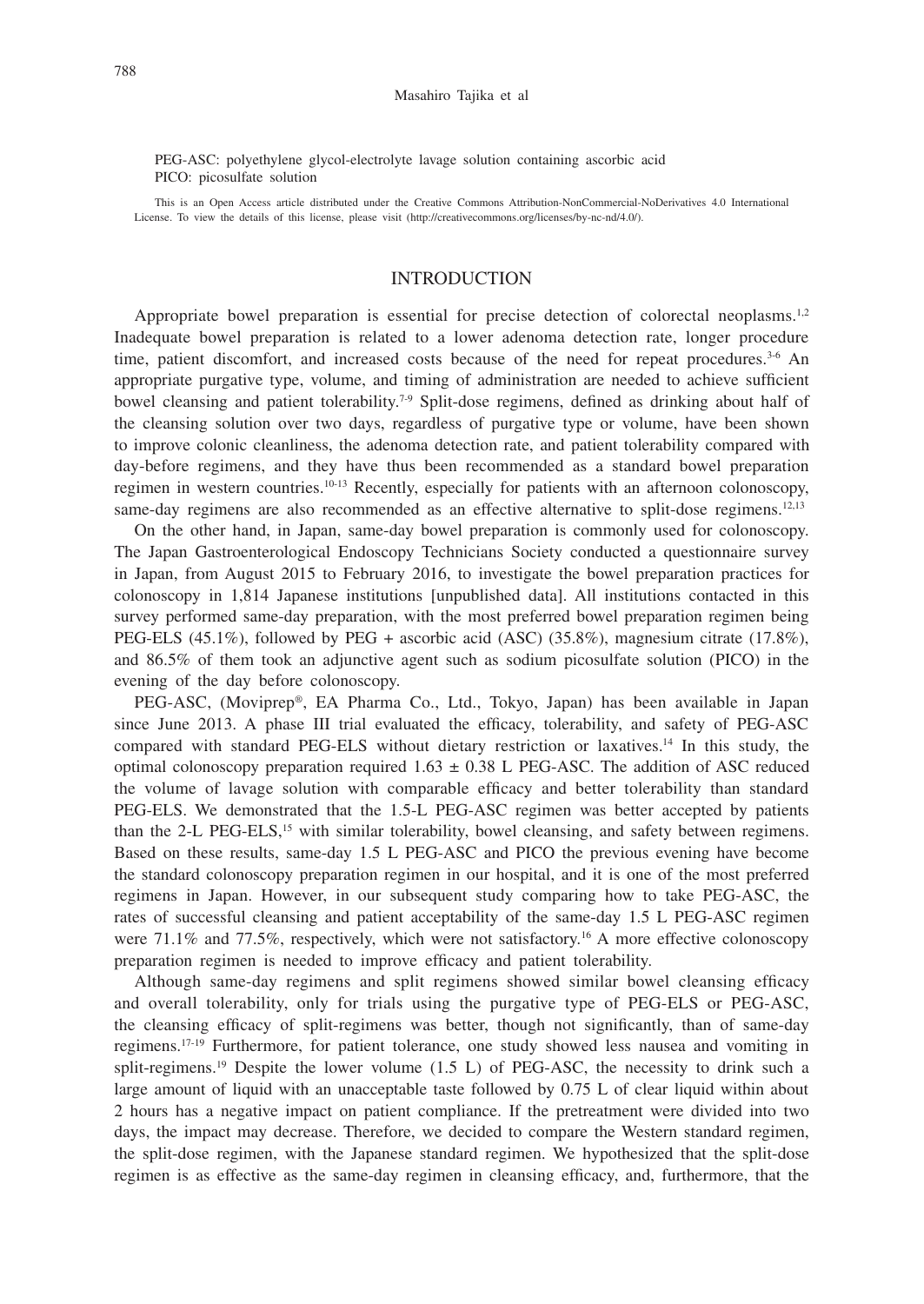PEG-ASC: polyethylene glycol-electrolyte lavage solution containing ascorbic acid
PICO: picosulfate solution

This is an Open Access article distributed under the Creative Commons Attribution-NonCommercial-NoDerivatives 4.0 International License. To view the details of this license, please visit (http://creativecommons.org/licenses/by-nc-nd/4.0/).

## INTRODUCTION

Appropriate bowel preparation is essential for precise detection of colorectal neoplasms.[1,2] Inadequate bowel preparation is related to a lower adenoma detection rate, longer procedure time, patient discomfort, and increased costs because of the need for repeat procedures.[3-6] An appropriate purgative type, volume, and timing of administration are needed to achieve sufficient bowel cleansing and patient tolerability.[7-9] Split-dose regimens, defined as drinking about half of the cleansing solution over two days, regardless of purgative type or volume, have been shown to improve colonic cleanliness, the adenoma detection rate, and patient tolerability compared with day-before regimens, and they have thus been recommended as a standard bowel preparation regimen in western countries.[10-13] Recently, especially for patients with an afternoon colonoscopy, same-day regimens are also recommended as an effective alternative to split-dose regimens.[12,13]

On the other hand, in Japan, same-day bowel preparation is commonly used for colonoscopy. The Japan Gastroenterological Endoscopy Technicians Society conducted a questionnaire survey in Japan, from August 2015 to February 2016, to investigate the bowel preparation practices for colonoscopy in 1,814 Japanese institutions [unpublished data]. All institutions contacted in this survey performed same-day preparation, with the most preferred bowel preparation regimen being PEG-ELS (45.1%), followed by PEG + ascorbic acid (ASC) (35.8%), magnesium citrate (17.8%), and 86.5% of them took an adjunctive agent such as sodium picosulfate solution (PICO) in the evening of the day before colonoscopy.

PEG-ASC, (Moviprep®, EA Pharma Co., Ltd., Tokyo, Japan) has been available in Japan since June 2013. A phase III trial evaluated the efficacy, tolerability, and safety of PEG-ASC compared with standard PEG-ELS without dietary restriction or laxatives.[14] In this study, the optimal colonoscopy preparation required $1.63 \pm 0.38$ L PEG-ASC. The addition of ASC reduced the volume of lavage solution with comparable efficacy and better tolerability than standard PEG-ELS. We demonstrated that the 1.5-L PEG-ASC regimen was better accepted by patients than the 2-L PEG-ELS,[15] with similar tolerability, bowel cleansing, and safety between regimens. Based on these results, same-day 1.5 L PEG-ASC and PICO the previous evening have become the standard colonoscopy preparation regimen in our hospital, and it is one of the most preferred regimens in Japan. However, in our subsequent study comparing how to take PEG-ASC, the rates of successful cleansing and patient acceptability of the same-day 1.5 L PEG-ASC regimen were 71.1% and 77.5%, respectively, which were not satisfactory.[16] A more effective colonoscopy preparation regimen is needed to improve efficacy and patient tolerability.

Although same-day regimens and split regimens showed similar bowel cleansing efficacy and overall tolerability, only for trials using the purgative type of PEG-ELS or PEG-ASC, the cleansing efficacy of split-regimens was better, though not significantly, than of same-day regimens.[17-19] Furthermore, for patient tolerance, one study showed less nausea and vomiting in split-regimens.[19] Despite the lower volume (1.5 L) of PEG-ASC, the necessity to drink such a large amount of liquid with an unacceptable taste followed by 0.75 L of clear liquid within about 2 hours has a negative impact on patient compliance. If the pretreatment were divided into two days, the impact may decrease. Therefore, we decided to compare the Western standard regimen, the split-dose regimen, with the Japanese standard regimen. We hypothesized that the split-dose regimen is as effective as the same-day regimen in cleansing efficacy, and, furthermore, that the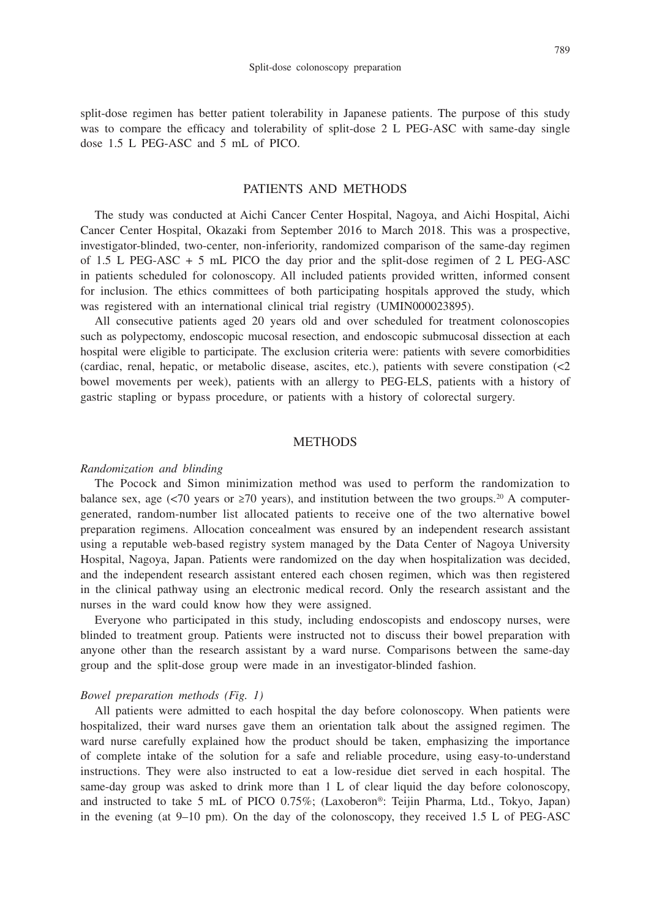split-dose regimen has better patient tolerability in Japanese patients. The purpose of this study was to compare the efficacy and tolerability of split-dose 2 L PEG-ASC with same-day single dose 1.5 L PEG-ASC and 5 mL of PICO.

## PATIENTS AND METHODS

The study was conducted at Aichi Cancer Center Hospital, Nagoya, and Aichi Hospital, Aichi Cancer Center Hospital, Okazaki from September 2016 to March 2018. This was a prospective, investigator-blinded, two-center, non-inferiority, randomized comparison of the same-day regimen of 1.5 L PEG-ASC + 5 mL PICO the day prior and the split-dose regimen of 2 L PEG-ASC in patients scheduled for colonoscopy. All included patients provided written, informed consent for inclusion. The ethics committees of both participating hospitals approved the study, which was registered with an international clinical trial registry (UMIN000023895).

All consecutive patients aged 20 years old and over scheduled for treatment colonoscopies such as polypectomy, endoscopic mucosal resection, and endoscopic submucosal dissection at each hospital were eligible to participate. The exclusion criteria were: patients with severe comorbidities (cardiac, renal, hepatic, or metabolic disease, ascites, etc.), patients with severe constipation (<2 bowel movements per week), patients with an allergy to PEG-ELS, patients with a history of gastric stapling or bypass procedure, or patients with a history of colorectal surgery.

## METHODS

*Randomization and blinding*

The Pocock and Simon minimization method was used to perform the randomization to balance sex, age (<70 years or ≥70 years), and institution between the two groups.[20] A computer-generated, random-number list allocated patients to receive one of the two alternative bowel preparation regimens. Allocation concealment was ensured by an independent research assistant using a reputable web-based registry system managed by the Data Center of Nagoya University Hospital, Nagoya, Japan. Patients were randomized on the day when hospitalization was decided, and the independent research assistant entered each chosen regimen, which was then registered in the clinical pathway using an electronic medical record. Only the research assistant and the nurses in the ward could know how they were assigned.

Everyone who participated in this study, including endoscopists and endoscopy nurses, were blinded to treatment group. Patients were instructed not to discuss their bowel preparation with anyone other than the research assistant by a ward nurse. Comparisons between the same-day group and the split-dose group were made in an investigator-blinded fashion.

*Bowel preparation methods (Fig. 1)*

All patients were admitted to each hospital the day before colonoscopy. When patients were hospitalized, their ward nurses gave them an orientation talk about the assigned regimen. The ward nurse carefully explained how the product should be taken, emphasizing the importance of complete intake of the solution for a safe and reliable procedure, using easy-to-understand instructions. They were also instructed to eat a low-residue diet served in each hospital. The same-day group was asked to drink more than 1 L of clear liquid the day before colonoscopy, and instructed to take 5 mL of PICO 0.75%; (Laxoberon®: Teijin Pharma, Ltd., Tokyo, Japan) in the evening (at 9–10 pm). On the day of the colonoscopy, they received 1.5 L of PEG-ASC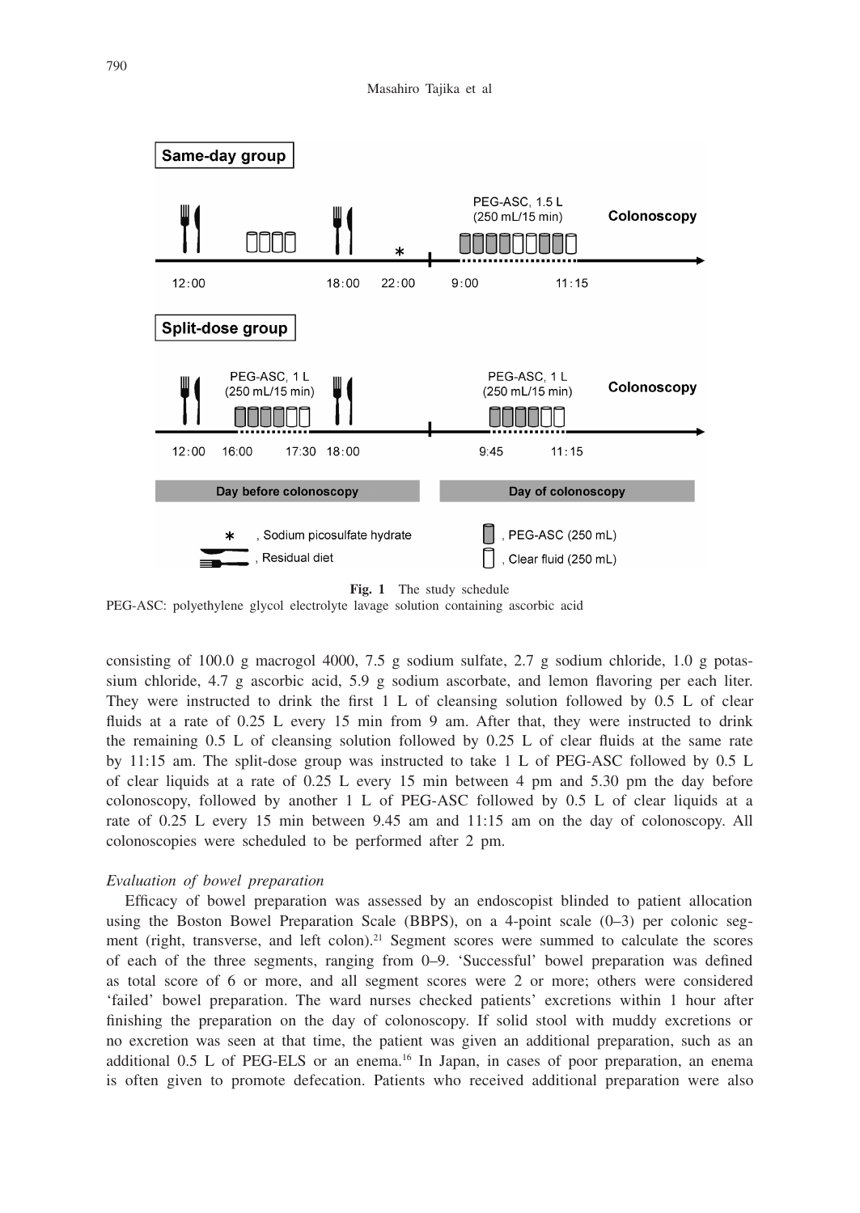**Fig. 1** The study schedule

PEG-ASC: polyethylene glycol electrolyte lavage solution containing ascorbic acid

consisting of 100.0 g macrogol 4000, 7.5 g sodium sulfate, 2.7 g sodium chloride, 1.0 g potassium chloride, 4.7 g ascorbic acid, 5.9 g sodium ascorbate, and lemon flavoring per each liter. They were instructed to drink the first 1 L of cleansing solution followed by 0.5 L of clear fluids at a rate of 0.25 L every 15 min from 9 am. After that, they were instructed to drink the remaining 0.5 L of cleansing solution followed by 0.25 L of clear fluids at the same rate by 11:15 am. The split-dose group was instructed to take 1 L of PEG-ASC followed by 0.5 L of clear liquids at a rate of 0.25 L every 15 min between 4 pm and 5.30 pm the day before colonoscopy, followed by another 1 L of PEG-ASC followed by 0.5 L of clear liquids at a rate of 0.25 L every 15 min between 9.45 am and 11:15 am on the day of colonoscopy. All colonoscopies were scheduled to be performed after 2 pm.

*Evaluation of bowel preparation*

Efficacy of bowel preparation was assessed by an endoscopist blinded to patient allocation using the Boston Bowel Preparation Scale (BBPS), on a 4-point scale (0–3) per colonic segment (right, transverse, and left colon).[21] Segment scores were summed to calculate the scores of each of the three segments, ranging from 0–9. 'Successful' bowel preparation was defined as total score of 6 or more, and all segment scores were 2 or more; others were considered 'failed' bowel preparation. The ward nurses checked patients' excretions within 1 hour after finishing the preparation on the day of colonoscopy. If solid stool with muddy excretions or no excretion was seen at that time, the patient was given an additional preparation, such as an additional 0.5 L of PEG-ELS or an enema.[16] In Japan, in cases of poor preparation, an enema is often given to promote defecation. Patients who received additional preparation were also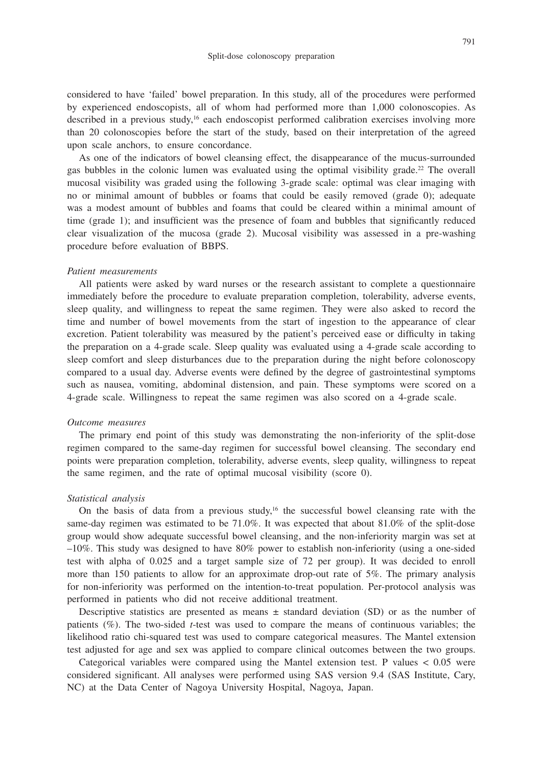considered to have 'failed' bowel preparation. In this study, all of the procedures were performed by experienced endoscopists, all of whom had performed more than 1,000 colonoscopies. As described in a previous study,[16] each endoscopist performed calibration exercises involving more than 20 colonoscopies before the start of the study, based on their interpretation of the agreed upon scale anchors, to ensure concordance.

As one of the indicators of bowel cleansing effect, the disappearance of the mucus-surrounded gas bubbles in the colonic lumen was evaluated using the optimal visibility grade.[22] The overall mucosal visibility was graded using the following 3-grade scale: optimal was clear imaging with no or minimal amount of bubbles or foams that could be easily removed (grade 0); adequate was a modest amount of bubbles and foams that could be cleared within a minimal amount of time (grade 1); and insufficient was the presence of foam and bubbles that significantly reduced clear visualization of the mucosa (grade 2). Mucosal visibility was assessed in a pre-washing procedure before evaluation of BBPS.

*Patient measurements*

All patients were asked by ward nurses or the research assistant to complete a questionnaire immediately before the procedure to evaluate preparation completion, tolerability, adverse events, sleep quality, and willingness to repeat the same regimen. They were also asked to record the time and number of bowel movements from the start of ingestion to the appearance of clear excretion. Patient tolerability was measured by the patient's perceived ease or difficulty in taking the preparation on a 4-grade scale. Sleep quality was evaluated using a 4-grade scale according to sleep comfort and sleep disturbances due to the preparation during the night before colonoscopy compared to a usual day. Adverse events were defined by the degree of gastrointestinal symptoms such as nausea, vomiting, abdominal distension, and pain. These symptoms were scored on a 4-grade scale. Willingness to repeat the same regimen was also scored on a 4-grade scale.

*Outcome measures*

The primary end point of this study was demonstrating the non-inferiority of the split-dose regimen compared to the same-day regimen for successful bowel cleansing. The secondary end points were preparation completion, tolerability, adverse events, sleep quality, willingness to repeat the same regimen, and the rate of optimal mucosal visibility (score 0).

*Statistical analysis*

On the basis of data from a previous study,[16] the successful bowel cleansing rate with the same-day regimen was estimated to be 71.0%. It was expected that about 81.0% of the split-dose group would show adequate successful bowel cleansing, and the non-inferiority margin was set at –10%. This study was designed to have 80% power to establish non-inferiority (using a one-sided test with alpha of 0.025 and a target sample size of 72 per group). It was decided to enroll more than 150 patients to allow for an approximate drop-out rate of 5%. The primary analysis for non-inferiority was performed on the intention-to-treat population. Per-protocol analysis was performed in patients who did not receive additional treatment.

Descriptive statistics are presented as means ± standard deviation (SD) or as the number of patients (%). The two-sided *t*-test was used to compare the means of continuous variables; the likelihood ratio chi-squared test was used to compare categorical measures. The Mantel extension test adjusted for age and sex was applied to compare clinical outcomes between the two groups.

Categorical variables were compared using the Mantel extension test. P values $< 0.05$ were considered significant. All analyses were performed using SAS version 9.4 (SAS Institute, Cary, NC) at the Data Center of Nagoya University Hospital, Nagoya, Japan.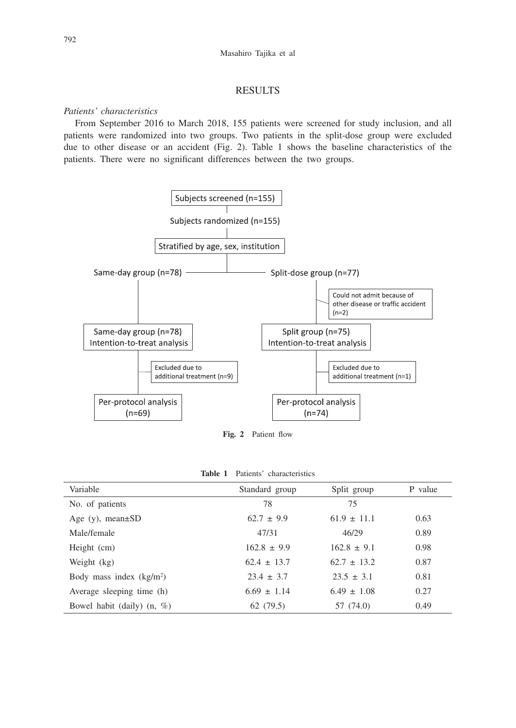## RESULTS

### *Patients' characteristics*

From September 2016 to March 2018, 155 patients were screened for study inclusion, and all patients were randomized into two groups. Two patients in the split-dose group were excluded due to other disease or an accident (Fig. 2). Table 1 shows the baseline characteristics of the patients. There were no significant differences between the two groups.

Subjects screened (n=155)

Subjects randomized (n=155)

Stratified by age, sex, institution

Same-day group (n=78)

Split-dose group (n=77)

Could not admit because of other disease or traffic accident (n=2)

Same-day group (n=78) Intention-to-treat analysis

Split group (n=75) Intention-to-treat analysis

Excluded due to additional treatment (n=9)

Excluded due to additional treatment (n=1)

Per-protocol analysis (n=69)

Per-protocol analysis (n=74)

**Fig. 2** Patient flow

**Table 1** Patients' characteristics

| Variable | Standard group | Split group | P value |
|---|---|---|---|
| No. of patients | 78 | 75 | |
| Age (y), mean±SD | 62.7 ± 9.9 | 61.9 ± 11.1 | 0.63 |
| Male/female | 47/31 | 46/29 | 0.89 |
| Height (cm) | 162.8 ± 9.9 | 162.8 ± 9.1 | 0.98 |
| Weight (kg) | 62.4 ± 13.7 | 62.7 ± 13.2 | 0.87 |
| Body mass index (kg/m$^2$) | 23.4 ± 3.7 | 23.5 ± 3.1 | 0.81 |
| Average sleeping time (h) | 6.69 ± 1.14 | 6.49 ± 1.08 | 0.27 |
| Bowel habit (daily) (n, %) | 62 (79.5) | 57 (74.0) | 0.49 |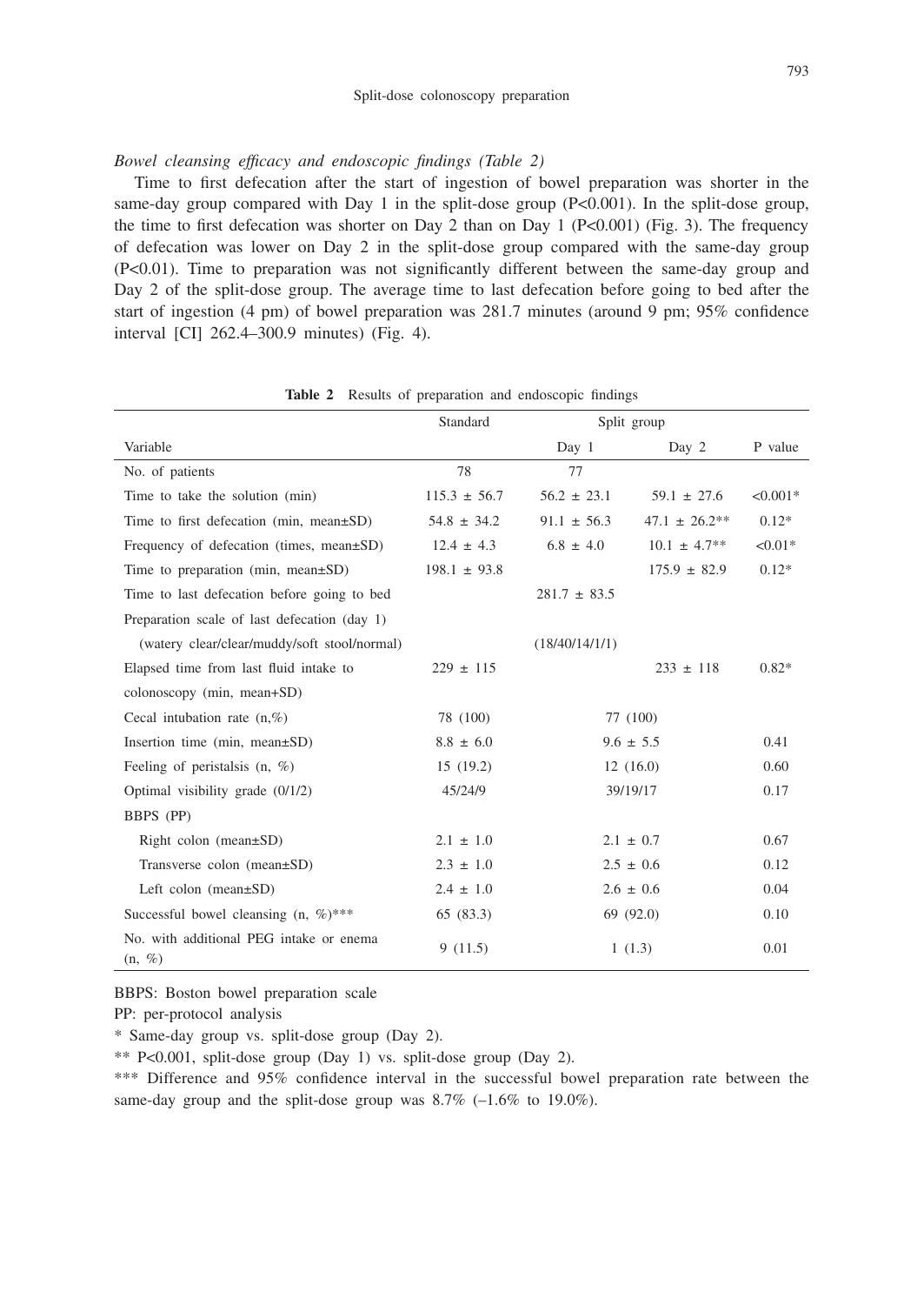*Bowel cleansing efficacy and endoscopic findings (Table 2)*

Time to first defecation after the start of ingestion of bowel preparation was shorter in the same-day group compared with Day 1 in the split-dose group (P<0.001). In the split-dose group, the time to first defecation was shorter on Day 2 than on Day 1 (P<0.001) (Fig. 3). The frequency of defecation was lower on Day 2 in the split-dose group compared with the same-day group (P<0.01). Time to preparation was not significantly different between the same-day group and Day 2 of the split-dose group. The average time to last defecation before going to bed after the start of ingestion (4 pm) of bowel preparation was 281.7 minutes (around 9 pm; 95% confidence interval [CI] 262.4–300.9 minutes) (Fig. 4).

**Table 2** Results of preparation and endoscopic findings

| | Standard | Split group | | |
|---|---|---|---|---|
| Variable | | Day 1 | Day 2 | P value |
| No. of patients | 78 | 77 | | |
| Time to take the solution (min) | 115.3 ± 56.7 | 56.2 ± 23.1 | 59.1 ± 27.6 | <0.001* |
| Time to first defecation (min, mean±SD) | 54.8 ± 34.2 | 91.1 ± 56.3 | 47.1 ± 26.2** | 0.12* |
| Frequency of defecation (times, mean±SD) | 12.4 ± 4.3 | 6.8 ± 4.0 | 10.1 ± 4.7** | <0.01* |
| Time to preparation (min, mean±SD) | 198.1 ± 93.8 | | 175.9 ± 82.9 | 0.12* |
| Time to last defecation before going to bed | | 281.7 ± 83.5 | | |
| Preparation scale of last defecation (day 1) | | | | |
| (watery clear/clear/muddy/soft stool/normal) | | (18/40/14/1/1) | | |
| Elapsed time from last fluid intake to colonoscopy (min, mean+SD) | 229 ± 115 | | 233 ± 118 | 0.82* |
| Cecal intubation rate (n,%) | 78 (100) | 77 (100) | | |
| Insertion time (min, mean±SD) | 8.8 ± 6.0 | 9.6 ± 5.5 | | 0.41 |
| Feeling of peristalsis (n, %) | 15 (19.2) | 12 (16.0) | | 0.60 |
| Optimal visibility grade (0/1/2) | 45/24/9 | 39/19/17 | | 0.17 |
| BBPS (PP) | | | | |
| Right colon (mean±SD) | 2.1 ± 1.0 | 2.1 ± 0.7 | | 0.67 |
| Transverse colon (mean±SD) | 2.3 ± 1.0 | 2.5 ± 0.6 | | 0.12 |
| Left colon (mean±SD) | 2.4 ± 1.0 | 2.6 ± 0.6 | | 0.04 |
| Successful bowel cleansing (n, %)*** | 65 (83.3) | 69 (92.0) | | 0.10 |
| No. with additional PEG intake or enema (n, %) | 9 (11.5) | 1 (1.3) | | 0.01 |

BBPS: Boston bowel preparation scale

PP: per-protocol analysis

\* Same-day group vs. split-dose group (Day 2).

\** P<0.001, split-dose group (Day 1) vs. split-dose group (Day 2).

\*** Difference and 95% confidence interval in the successful bowel preparation rate between the same-day group and the split-dose group was 8.7% (–1.6% to 19.0%).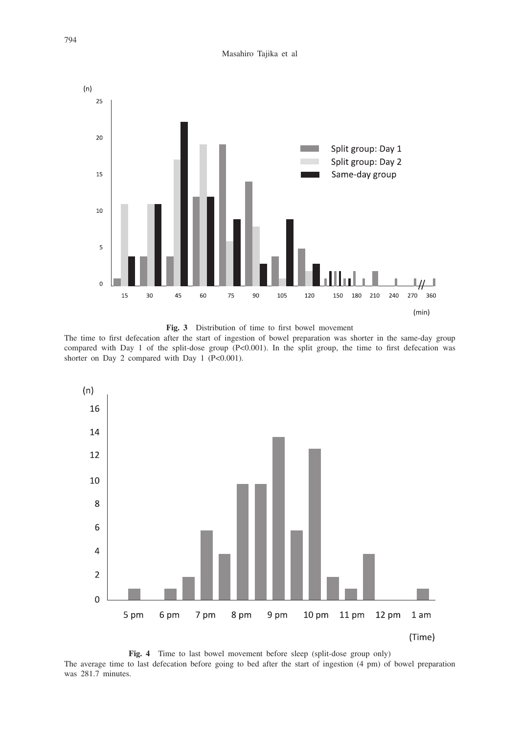**Fig. 3** Distribution of time to first bowel movement

The time to first defecation after the start of ingestion of bowel preparation was shorter in the same-day group compared with Day 1 of the split-dose group (P<0.001). In the split group, the time to first defecation was shorter on Day 2 compared with Day 1 (P<0.001).

**Fig. 4** Time to last bowel movement before sleep (split-dose group only)

The average time to last defecation before going to bed after the start of ingestion (4 pm) of bowel preparation was 281.7 minutes.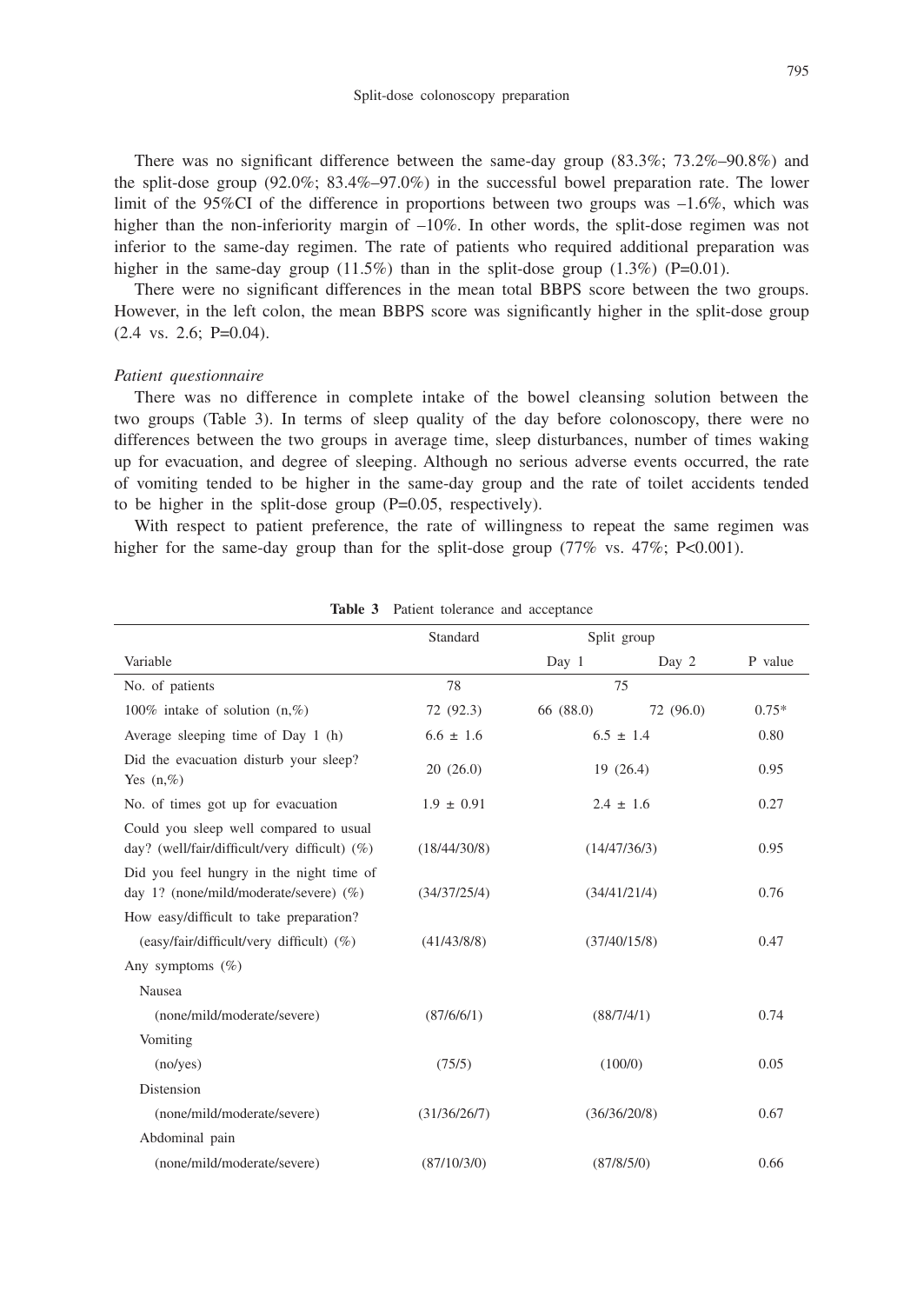There was no significant difference between the same-day group (83.3%; 73.2%–90.8%) and the split-dose group (92.0%; 83.4%–97.0%) in the successful bowel preparation rate. The lower limit of the 95%CI of the difference in proportions between two groups was –1.6%, which was higher than the non-inferiority margin of –10%. In other words, the split-dose regimen was not inferior to the same-day regimen. The rate of patients who required additional preparation was higher in the same-day group (11.5%) than in the split-dose group (1.3%) (P=0.01).

There were no significant differences in the mean total BBPS score between the two groups. However, in the left colon, the mean BBPS score was significantly higher in the split-dose group (2.4 vs. 2.6; P=0.04).

*Patient questionnaire*

There was no difference in complete intake of the bowel cleansing solution between the two groups (Table 3). In terms of sleep quality of the day before colonoscopy, there were no differences between the two groups in average time, sleep disturbances, number of times waking up for evacuation, and degree of sleeping. Although no serious adverse events occurred, the rate of vomiting tended to be higher in the same-day group and the rate of toilet accidents tended to be higher in the split-dose group (P=0.05, respectively).

With respect to patient preference, the rate of willingness to repeat the same regimen was higher for the same-day group than for the split-dose group (77% vs. 47%; P<0.001).

**Table 3** Patient tolerance and acceptance

| | Standard | Split group | | |
|---|---|---|---|---|
| Variable | | Day 1 | Day 2 | P value |
| No. of patients | 78 | 75 | | |
| 100% intake of solution (n,%) | 72 (92.3) | 66 (88.0) | 72 (96.0) | 0.75* |
| Average sleeping time of Day 1 (h) | 6.6 ± 1.6 | 6.5 ± 1.4 | | 0.80 |
| Did the evacuation disturb your sleep? Yes (n,%) | 20 (26.0) | 19 (26.4) | | 0.95 |
| No. of times got up for evacuation | 1.9 ± 0.91 | 2.4 ± 1.6 | | 0.27 |
| Could you sleep well compared to usual day? (well/fair/difficult/very difficult) (%) | (18/44/30/8) | (14/47/36/3) | | 0.95 |
| Did you feel hungry in the night time of day 1? (none/mild/moderate/severe) (%) | (34/37/25/4) | (34/41/21/4) | | 0.76 |
| How easy/difficult to take preparation? | | | | |
| (easy/fair/difficult/very difficult) (%) | (41/43/8/8) | (37/40/15/8) | | 0.47 |
| Any symptoms (%) | | | | |
| Nausea | | | | |
| (none/mild/moderate/severe) | (87/6/6/1) | (88/7/4/1) | | 0.74 |
| Vomiting | | | | |
| (no/yes) | (75/5) | (100/0) | | 0.05 |
| Distension | | | | |
| (none/mild/moderate/severe) | (31/36/26/7) | (36/36/20/8) | | 0.67 |
| Abdominal pain | | | | |
| (none/mild/moderate/severe) | (87/10/3/0) | (87/8/5/0) | | 0.66 |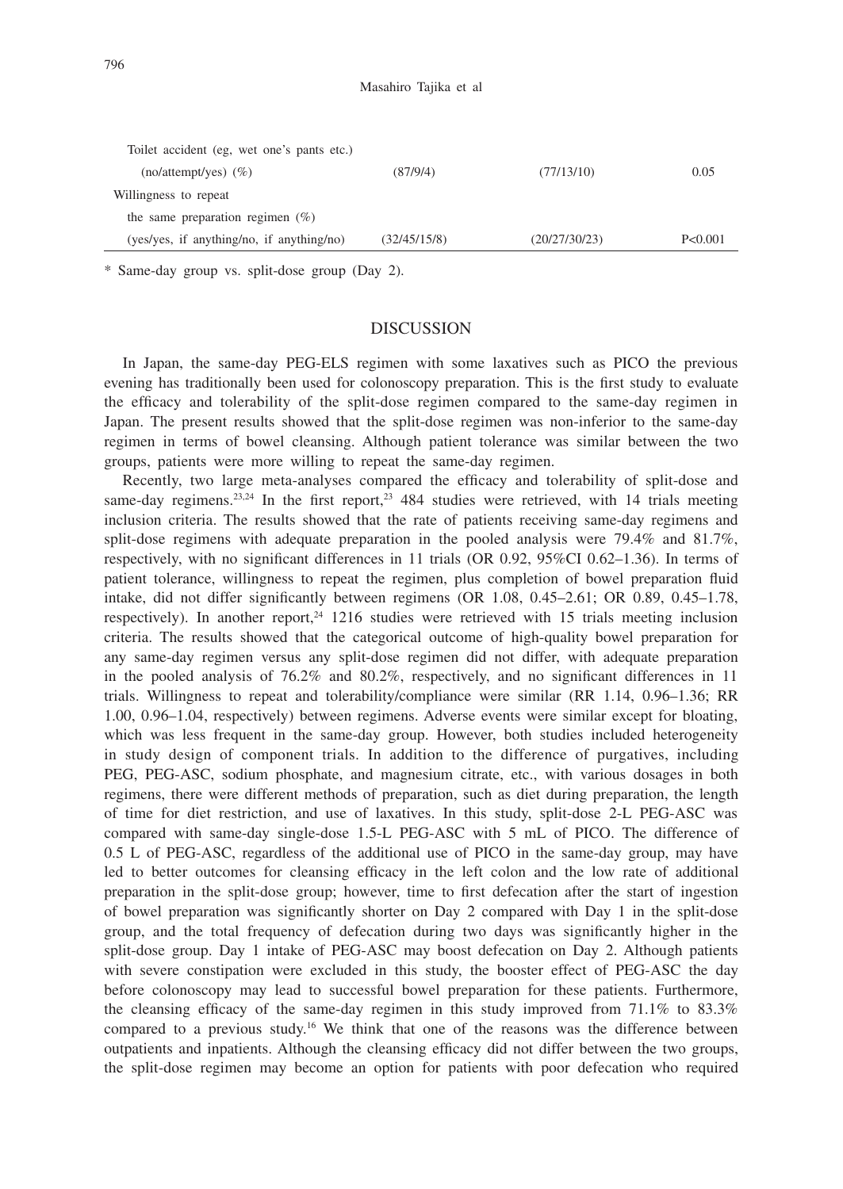| | | | |
|---|---|---|---|
| Toilet accident (eg, wet one's pants etc.) | | | |
| (no/attempt/yes) (%) | (87/9/4) | (77/13/10) | 0.05 |
| Willingness to repeat | | | |
| the same preparation regimen (%) | | | |
| (yes/yes, if anything/no, if anything/no) | (32/45/15/8) | (20/27/30/23) | P<0.001 |

\* Same-day group vs. split-dose group (Day 2).

## DISCUSSION

In Japan, the same-day PEG-ELS regimen with some laxatives such as PICO the previous evening has traditionally been used for colonoscopy preparation. This is the first study to evaluate the efficacy and tolerability of the split-dose regimen compared to the same-day regimen in Japan. The present results showed that the split-dose regimen was non-inferior to the same-day regimen in terms of bowel cleansing. Although patient tolerance was similar between the two groups, patients were more willing to repeat the same-day regimen.

Recently, two large meta-analyses compared the efficacy and tolerability of split-dose and same-day regimens.[23,24] In the first report,[23] 484 studies were retrieved, with 14 trials meeting inclusion criteria. The results showed that the rate of patients receiving same-day regimens and split-dose regimens with adequate preparation in the pooled analysis were 79.4% and 81.7%, respectively, with no significant differences in 11 trials (OR 0.92, 95%CI 0.62–1.36). In terms of patient tolerance, willingness to repeat the regimen, plus completion of bowel preparation fluid intake, did not differ significantly between regimens (OR 1.08, 0.45–2.61; OR 0.89, 0.45–1.78, respectively). In another report,[24] 1216 studies were retrieved with 15 trials meeting inclusion criteria. The results showed that the categorical outcome of high-quality bowel preparation for any same-day regimen versus any split-dose regimen did not differ, with adequate preparation in the pooled analysis of 76.2% and 80.2%, respectively, and no significant differences in 11 trials. Willingness to repeat and tolerability/compliance were similar (RR 1.14, 0.96–1.36; RR 1.00, 0.96–1.04, respectively) between regimens. Adverse events were similar except for bloating, which was less frequent in the same-day group. However, both studies included heterogeneity in study design of component trials. In addition to the difference of purgatives, including PEG, PEG-ASC, sodium phosphate, and magnesium citrate, etc., with various dosages in both regimens, there were different methods of preparation, such as diet during preparation, the length of time for diet restriction, and use of laxatives. In this study, split-dose 2-L PEG-ASC was compared with same-day single-dose 1.5-L PEG-ASC with 5 mL of PICO. The difference of 0.5 L of PEG-ASC, regardless of the additional use of PICO in the same-day group, may have led to better outcomes for cleansing efficacy in the left colon and the low rate of additional preparation in the split-dose group; however, time to first defecation after the start of ingestion of bowel preparation was significantly shorter on Day 2 compared with Day 1 in the split-dose group, and the total frequency of defecation during two days was significantly higher in the split-dose group. Day 1 intake of PEG-ASC may boost defecation on Day 2. Although patients with severe constipation were excluded in this study, the booster effect of PEG-ASC the day before colonoscopy may lead to successful bowel preparation for these patients. Furthermore, the cleansing efficacy of the same-day regimen in this study improved from 71.1% to 83.3% compared to a previous study.[16] We think that one of the reasons was the difference between outpatients and inpatients. Although the cleansing efficacy did not differ between the two groups, the split-dose regimen may become an option for patients with poor defecation who required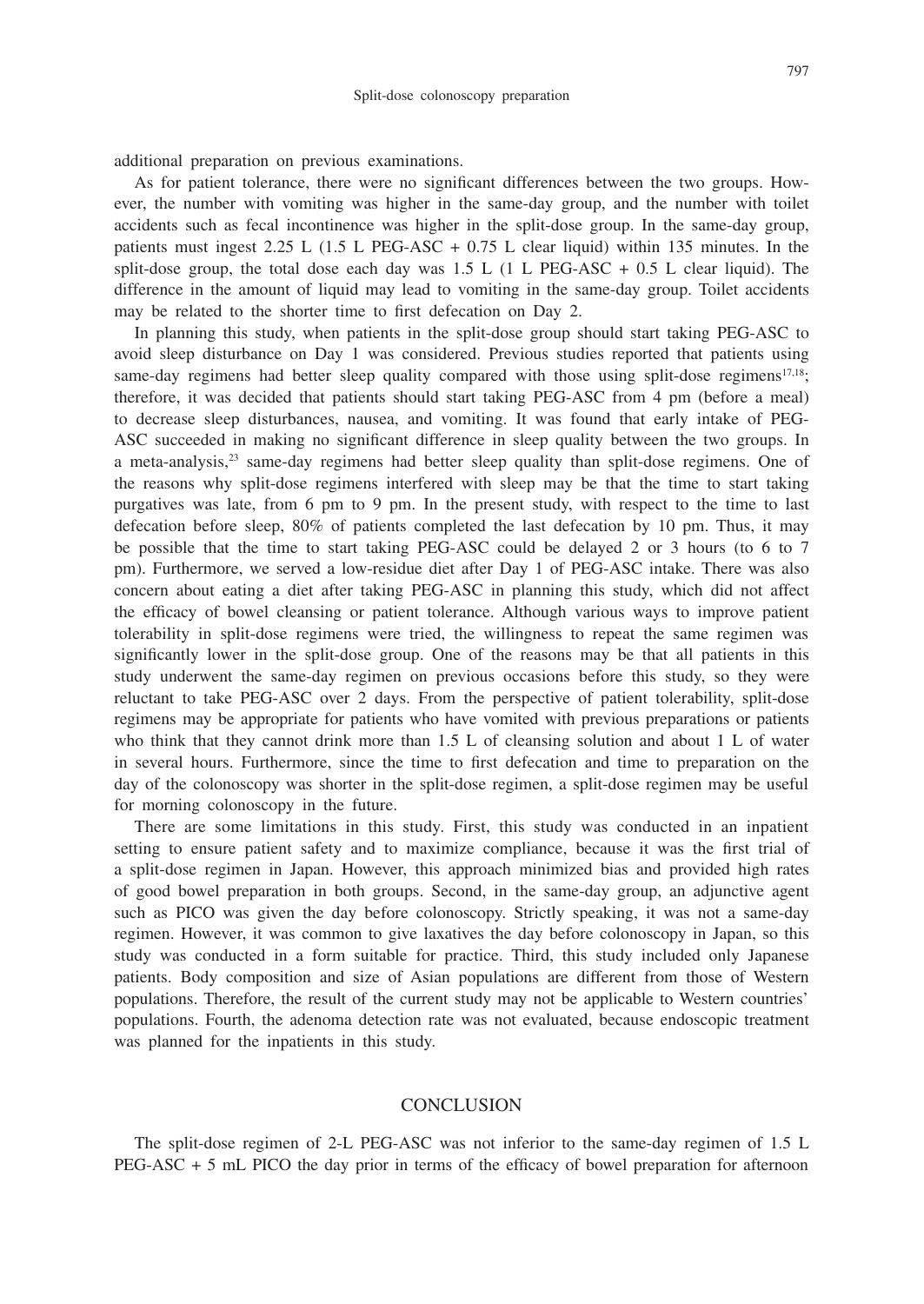additional preparation on previous examinations.

As for patient tolerance, there were no significant differences between the two groups. However, the number with vomiting was higher in the same-day group, and the number with toilet accidents such as fecal incontinence was higher in the split-dose group. In the same-day group, patients must ingest 2.25 L (1.5 L PEG-ASC + 0.75 L clear liquid) within 135 minutes. In the split-dose group, the total dose each day was 1.5 L (1 L PEG-ASC + 0.5 L clear liquid). The difference in the amount of liquid may lead to vomiting in the same-day group. Toilet accidents may be related to the shorter time to first defecation on Day 2.

In planning this study, when patients in the split-dose group should start taking PEG-ASC to avoid sleep disturbance on Day 1 was considered. Previous studies reported that patients using same-day regimens had better sleep quality compared with those using split-dose regimens[17,18]; therefore, it was decided that patients should start taking PEG-ASC from 4 pm (before a meal) to decrease sleep disturbances, nausea, and vomiting. It was found that early intake of PEG-ASC succeeded in making no significant difference in sleep quality between the two groups. In a meta-analysis,[23] same-day regimens had better sleep quality than split-dose regimens. One of the reasons why split-dose regimens interfered with sleep may be that the time to start taking purgatives was late, from 6 pm to 9 pm. In the present study, with respect to the time to last defecation before sleep, 80% of patients completed the last defecation by 10 pm. Thus, it may be possible that the time to start taking PEG-ASC could be delayed 2 or 3 hours (to 6 to 7 pm). Furthermore, we served a low-residue diet after Day 1 of PEG-ASC intake. There was also concern about eating a diet after taking PEG-ASC in planning this study, which did not affect the efficacy of bowel cleansing or patient tolerance. Although various ways to improve patient tolerability in split-dose regimens were tried, the willingness to repeat the same regimen was significantly lower in the split-dose group. One of the reasons may be that all patients in this study underwent the same-day regimen on previous occasions before this study, so they were reluctant to take PEG-ASC over 2 days. From the perspective of patient tolerability, split-dose regimens may be appropriate for patients who have vomited with previous preparations or patients who think that they cannot drink more than 1.5 L of cleansing solution and about 1 L of water in several hours. Furthermore, since the time to first defecation and time to preparation on the day of the colonoscopy was shorter in the split-dose regimen, a split-dose regimen may be useful for morning colonoscopy in the future.

There are some limitations in this study. First, this study was conducted in an inpatient setting to ensure patient safety and to maximize compliance, because it was the first trial of a split-dose regimen in Japan. However, this approach minimized bias and provided high rates of good bowel preparation in both groups. Second, in the same-day group, an adjunctive agent such as PICO was given the day before colonoscopy. Strictly speaking, it was not a same-day regimen. However, it was common to give laxatives the day before colonoscopy in Japan, so this study was conducted in a form suitable for practice. Third, this study included only Japanese patients. Body composition and size of Asian populations are different from those of Western populations. Therefore, the result of the current study may not be applicable to Western countries' populations. Fourth, the adenoma detection rate was not evaluated, because endoscopic treatment was planned for the inpatients in this study.

## CONCLUSION

The split-dose regimen of 2-L PEG-ASC was not inferior to the same-day regimen of 1.5 L PEG-ASC + 5 mL PICO the day prior in terms of the efficacy of bowel preparation for afternoon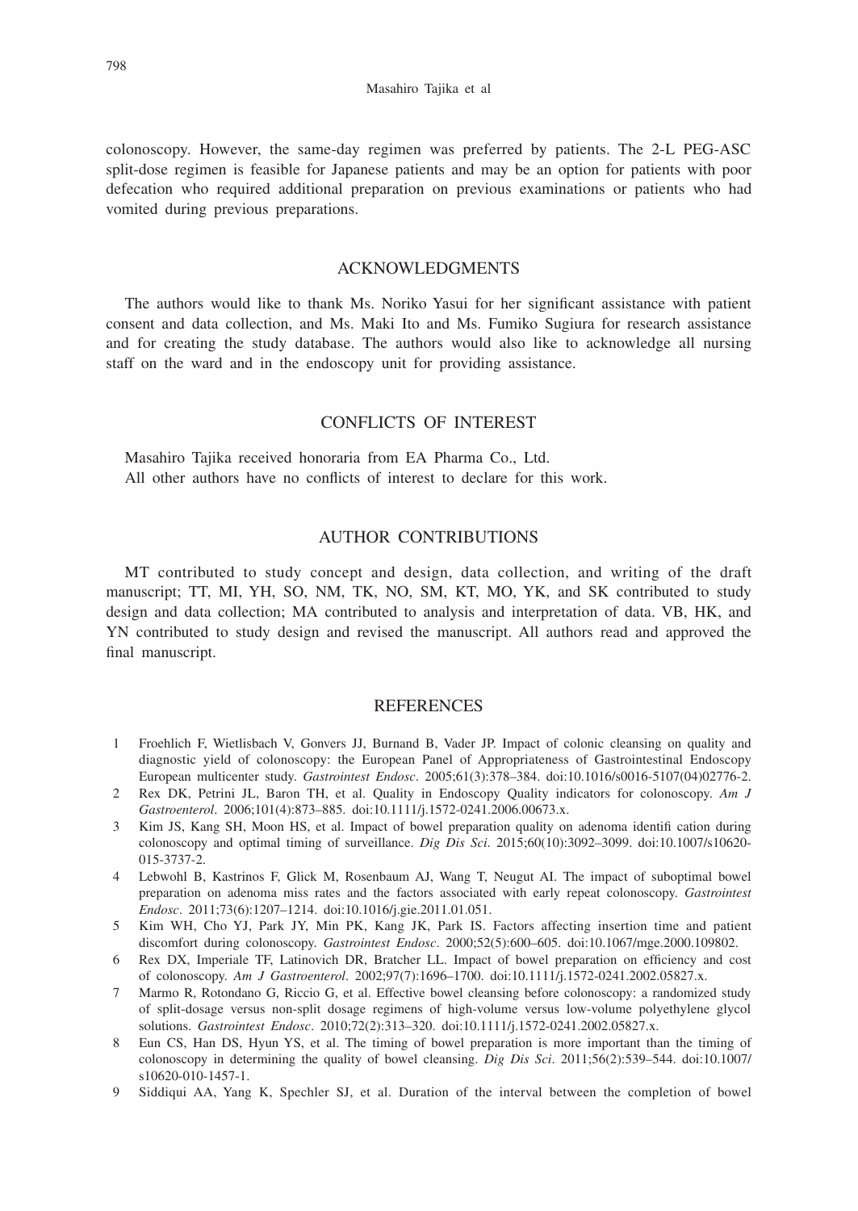colonoscopy. However, the same-day regimen was preferred by patients. The 2-L PEG-ASC split-dose regimen is feasible for Japanese patients and may be an option for patients with poor defecation who required additional preparation on previous examinations or patients who had vomited during previous preparations.

## ACKNOWLEDGMENTS

The authors would like to thank Ms. Noriko Yasui for her significant assistance with patient consent and data collection, and Ms. Maki Ito and Ms. Fumiko Sugiura for research assistance and for creating the study database. The authors would also like to acknowledge all nursing staff on the ward and in the endoscopy unit for providing assistance.

## CONFLICTS OF INTEREST

Masahiro Tajika received honoraria from EA Pharma Co., Ltd.
All other authors have no conflicts of interest to declare for this work.

## AUTHOR CONTRIBUTIONS

MT contributed to study concept and design, data collection, and writing of the draft manuscript; TT, MI, YH, SO, NM, TK, NO, SM, KT, MO, YK, and SK contributed to study design and data collection; MA contributed to analysis and interpretation of data. VB, HK, and YN contributed to study design and revised the manuscript. All authors read and approved the final manuscript.

## REFERENCES

1. Froehlich F, Wietlisbach V, Gonvers JJ, Burnand B, Vader JP. Impact of colonic cleansing on quality and diagnostic yield of colonoscopy: the European Panel of Appropriateness of Gastrointestinal Endoscopy European multicenter study. *Gastrointest Endosc*. 2005;61(3):378–384. doi:10.1016/s0016-5107(04)02776-2.
2. Rex DK, Petrini JL, Baron TH, et al. Quality in Endoscopy Quality indicators for colonoscopy. *Am J Gastroenterol*. 2006;101(4):873–885. doi:10.1111/j.1572-0241.2006.00673.x.
3. Kim JS, Kang SH, Moon HS, et al. Impact of bowel preparation quality on adenoma identifi cation during colonoscopy and optimal timing of surveillance. *Dig Dis Sci*. 2015;60(10):3092–3099. doi:10.1007/s10620-015-3737-2.
4. Lebwohl B, Kastrinos F, Glick M, Rosenbaum AJ, Wang T, Neugut AI. The impact of suboptimal bowel preparation on adenoma miss rates and the factors associated with early repeat colonoscopy. *Gastrointest Endosc*. 2011;73(6):1207–1214. doi:10.1016/j.gie.2011.01.051.
5. Kim WH, Cho YJ, Park JY, Min PK, Kang JK, Park IS. Factors affecting insertion time and patient discomfort during colonoscopy. *Gastrointest Endosc*. 2000;52(5):600–605. doi:10.1067/mge.2000.109802.
6. Rex DX, Imperiale TF, Latinovich DR, Bratcher LL. Impact of bowel preparation on efficiency and cost of colonoscopy. *Am J Gastroenterol*. 2002;97(7):1696–1700. doi:10.1111/j.1572-0241.2002.05827.x.
7. Marmo R, Rotondano G, Riccio G, et al. Effective bowel cleansing before colonoscopy: a randomized study of split-dosage versus non-split dosage regimens of high-volume versus low-volume polyethylene glycol solutions. *Gastrointest Endosc*. 2010;72(2):313–320. doi:10.1111/j.1572-0241.2002.05827.x.
8. Eun CS, Han DS, Hyun YS, et al. The timing of bowel preparation is more important than the timing of colonoscopy in determining the quality of bowel cleansing. *Dig Dis Sci*. 2011;56(2):539–544. doi:10.1007/s10620-010-1457-1.
9. Siddiqui AA, Yang K, Spechler SJ, et al. Duration of the interval between the completion of bowel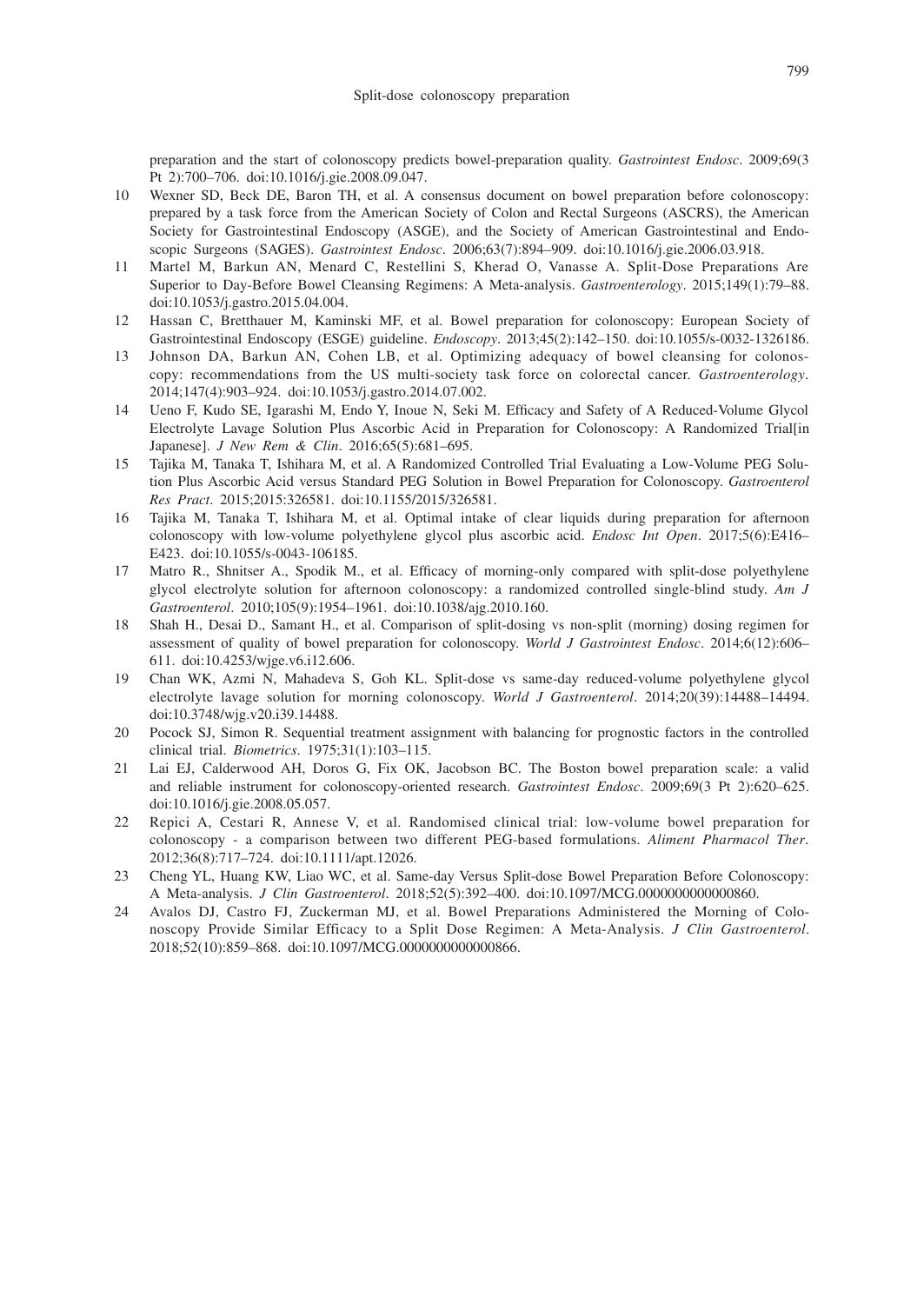preparation and the start of colonoscopy predicts bowel-preparation quality. *Gastrointest Endosc*. 2009;69(3 Pt 2):700–706. doi:10.1016/j.gie.2008.09.047.

10 Wexner SD, Beck DE, Baron TH, et al. A consensus document on bowel preparation before colonoscopy: prepared by a task force from the American Society of Colon and Rectal Surgeons (ASCRS), the American Society for Gastrointestinal Endoscopy (ASGE), and the Society of American Gastrointestinal and Endoscopic Surgeons (SAGES). *Gastrointest Endosc*. 2006;63(7):894–909. doi:10.1016/j.gie.2006.03.918.

11 Martel M, Barkun AN, Menard C, Restellini S, Kherad O, Vanasse A. Split-Dose Preparations Are Superior to Day-Before Bowel Cleansing Regimens: A Meta-analysis. *Gastroenterology*. 2015;149(1):79–88. doi:10.1053/j.gastro.2015.04.004.

12 Hassan C, Bretthauer M, Kaminski MF, et al. Bowel preparation for colonoscopy: European Society of Gastrointestinal Endoscopy (ESGE) guideline. *Endoscopy*. 2013;45(2):142–150. doi:10.1055/s-0032-1326186.

13 Johnson DA, Barkun AN, Cohen LB, et al. Optimizing adequacy of bowel cleansing for colonoscopy: recommendations from the US multi-society task force on colorectal cancer. *Gastroenterology*. 2014;147(4):903–924. doi:10.1053/j.gastro.2014.07.002.

14 Ueno F, Kudo SE, Igarashi M, Endo Y, Inoue N, Seki M. Efficacy and Safety of A Reduced-Volume Glycol Electrolyte Lavage Solution Plus Ascorbic Acid in Preparation for Colonoscopy: A Randomized Trial[in Japanese]. *J New Rem & Clin*. 2016;65(5):681–695.

15 Tajika M, Tanaka T, Ishihara M, et al. A Randomized Controlled Trial Evaluating a Low-Volume PEG Solution Plus Ascorbic Acid versus Standard PEG Solution in Bowel Preparation for Colonoscopy. *Gastroenterol Res Pract*. 2015;2015:326581. doi:10.1155/2015/326581.

16 Tajika M, Tanaka T, Ishihara M, et al. Optimal intake of clear liquids during preparation for afternoon colonoscopy with low-volume polyethylene glycol plus ascorbic acid. *Endosc Int Open*. 2017;5(6):E416–E423. doi:10.1055/s-0043-106185.

17 Matro R., Shnitser A., Spodik M., et al. Efficacy of morning-only compared with split-dose polyethylene glycol electrolyte solution for afternoon colonoscopy: a randomized controlled single-blind study. *Am J Gastroenterol*. 2010;105(9):1954–1961. doi:10.1038/ajg.2010.160.

18 Shah H., Desai D., Samant H., et al. Comparison of split-dosing vs non-split (morning) dosing regimen for assessment of quality of bowel preparation for colonoscopy. *World J Gastrointest Endosc*. 2014;6(12):606–611. doi:10.4253/wjge.v6.i12.606.

19 Chan WK, Azmi N, Mahadeva S, Goh KL. Split-dose vs same-day reduced-volume polyethylene glycol electrolyte lavage solution for morning colonoscopy. *World J Gastroenterol*. 2014;20(39):14488–14494. doi:10.3748/wjg.v20.i39.14488.

20 Pocock SJ, Simon R. Sequential treatment assignment with balancing for prognostic factors in the controlled clinical trial. *Biometrics*. 1975;31(1):103–115.

21 Lai EJ, Calderwood AH, Doros G, Fix OK, Jacobson BC. The Boston bowel preparation scale: a valid and reliable instrument for colonoscopy-oriented research. *Gastrointest Endosc*. 2009;69(3 Pt 2):620–625. doi:10.1016/j.gie.2008.05.057.

22 Repici A, Cestari R, Annese V, et al. Randomised clinical trial: low-volume bowel preparation for colonoscopy - a comparison between two different PEG-based formulations. *Aliment Pharmacol Ther*. 2012;36(8):717–724. doi:10.1111/apt.12026.

23 Cheng YL, Huang KW, Liao WC, et al. Same-day Versus Split-dose Bowel Preparation Before Colonoscopy: A Meta-analysis. *J Clin Gastroenterol*. 2018;52(5):392–400. doi:10.1097/MCG.0000000000000860.

24 Avalos DJ, Castro FJ, Zuckerman MJ, et al. Bowel Preparations Administered the Morning of Colonoscopy Provide Similar Efficacy to a Split Dose Regimen: A Meta-Analysis. *J Clin Gastroenterol*. 2018;52(10):859–868. doi:10.1097/MCG.0000000000000866.